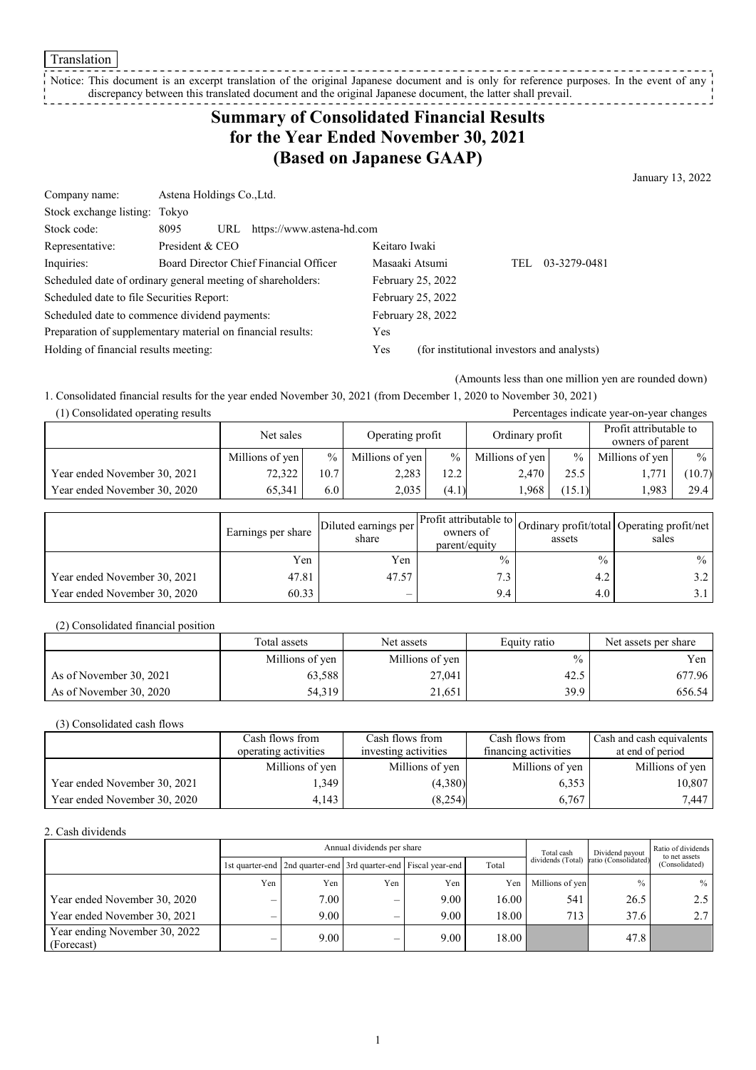Translation

Notice: This document is an excerpt translation of the original Japanese document and is only for reference purposes. In the event of any discrepancy between this translated document and the original Japanese document, the latter shall prevail.

# Summary of Consolidated Financial Results for the Year Ended November 30, 2021 (Based on Japanese GAAP)

January 13, 2022

| | | | |
|---|---|---|---|
| Company name: | Astena Holdings Co.,Ltd. | | |
| Stock exchange listing: | Tokyo | | |
| Stock code: | 8095 URL https://www.astena-hd.com | | |
| Representative: | President & CEO | Keitaro Iwaki | |
| Inquiries: | Board Director Chief Financial Officer | Masaaki Atsumi | TEL 03-3279-0481 |
| Scheduled date of ordinary general meeting of shareholders: | | February 25, 2022 | |
| Scheduled date to file Securities Report: | | February 25, 2022 | |
| Scheduled date to commence dividend payments: | | February 28, 2022 | |
| Preparation of supplementary material on financial results: | | Yes | |
| Holding of financial results meeting: | | Yes | (for institutional investors and analysts) |

(Amounts less than one million yen are rounded down)

1. Consolidated financial results for the year ended November 30, 2021 (from December 1, 2020 to November 30, 2021)

(1) Consolidated operating results

Percentages indicate year-on-year changes

| | Net sales | | Operating profit | | Ordinary profit | | Profit attributable to owners of parent | |
|---|---|---|---|---|---|---|---|---|
| | Millions of yen | % | Millions of yen | % | Millions of yen | % | Millions of yen | % |
| Year ended November 30, 2021 | 72,322 | 10.7 | 2,283 | 12.2 | 2,470 | 25.5 | 1,771 | (10.7) |
| Year ended November 30, 2020 | 65,341 | 6.0 | 2,035 | (4.1) | 1,968 | (15.1) | 1,983 | 29.4 |

| | Earnings per share | Diluted earnings per share | Profit attributable to owners of parent/equity | Ordinary profit/total assets | Operating profit/net sales |
|---|---|---|---|---|---|
| | Yen | Yen | % | % | % |
| Year ended November 30, 2021 | 47.81 | 47.57 | 7.3 | 4.2 | 3.2 |
| Year ended November 30, 2020 | 60.33 | – | 9.4 | 4.0 | 3.1 |

(2) Consolidated financial position

| | Total assets | Net assets | Equity ratio | Net assets per share |
|---|---|---|---|---|
| | Millions of yen | Millions of yen | % | Yen |
| As of November 30, 2021 | 63,588 | 27,041 | 42.5 | 677.96 |
| As of November 30, 2020 | 54,319 | 21,651 | 39.9 | 656.54 |

(3) Consolidated cash flows

| | Cash flows from operating activities | Cash flows from investing activities | Cash flows from financing activities | Cash and cash equivalents at end of period |
|---|---|---|---|---|
| | Millions of yen | Millions of yen | Millions of yen | Millions of yen |
| Year ended November 30, 2021 | 1,349 | (4,380) | 6,353 | 10,807 |
| Year ended November 30, 2020 | 4,143 | (8,254) | 6,767 | 7,447 |

2. Cash dividends

| | Annual dividends per share | | | | | Total cash dividends (Total) | Dividend payout ratio (Consolidated) | Ratio of dividends to net assets (Consolidated) |
|---|---|---|---|---|---|---|---|---|
| | 1st quarter-end | 2nd quarter-end | 3rd quarter-end | Fiscal year-end | Total | | | |
| | Yen | Yen | Yen | Yen | Yen | Millions of yen | % | % |
| Year ended November 30, 2020 | – | 7.00 | – | 9.00 | 16.00 | 541 | 26.5 | 2.5 |
| Year ended November 30, 2021 | – | 9.00 | – | 9.00 | 18.00 | 713 | 37.6 | 2.7 |
| Year ending November 30, 2022 (Forecast) | – | 9.00 | – | 9.00 | 18.00 | | 47.8 | |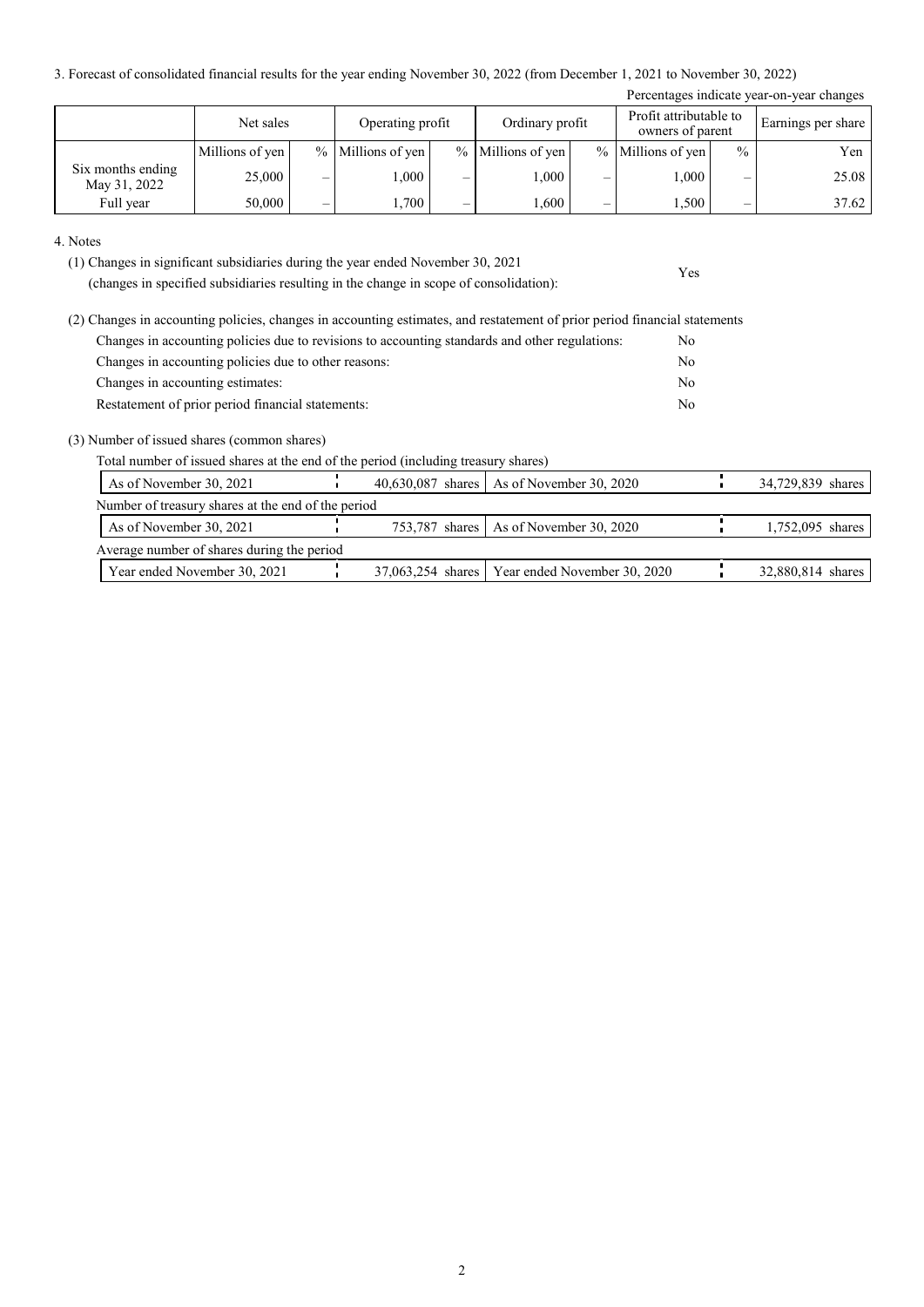3. Forecast of consolidated financial results for the year ending November 30, 2022 (from December 1, 2021 to November 30, 2022)

Percentages indicate year-on-year changes

| | Net sales | | Operating profit | | Ordinary profit | | Profit attributable to owners of parent | | Earnings per share |
|---|---|---|---|---|---|---|---|---|---|
| | Millions of yen | % | Millions of yen | % | Millions of yen | % | Millions of yen | % | Yen |
| Six months ending May 31, 2022 | 25,000 | – | 1,000 | – | 1,000 | – | 1,000 | – | 25.08 |
| Full year | 50,000 | – | 1,700 | – | 1,600 | – | 1,500 | – | 37.62 |

4. Notes

(1) Changes in significant subsidiaries during the year ended November 30, 2021 (changes in specified subsidiaries resulting in the change in scope of consolidation): Yes

(2) Changes in accounting policies, changes in accounting estimates, and restatement of prior period financial statements

| | |
|---|---|
| Changes in accounting policies due to revisions to accounting standards and other regulations: | No |
| Changes in accounting policies due to other reasons: | No |
| Changes in accounting estimates: | No |
| Restatement of prior period financial statements: | No |

(3) Number of issued shares (common shares)

Total number of issued shares at the end of the period (including treasury shares)

| | | | |
|---|---|---|---|
| As of November 30, 2021 | 40,630,087 shares | As of November 30, 2020 | 34,729,839 shares |

Number of treasury shares at the end of the period

| | | | |
|---|---|---|---|
| As of November 30, 2021 | 753,787 shares | As of November 30, 2020 | 1,752,095 shares |

Average number of shares during the period

| | | | |
|---|---|---|---|
| Year ended November 30, 2021 | 37,063,254 shares | Year ended November 30, 2020 | 32,880,814 shares |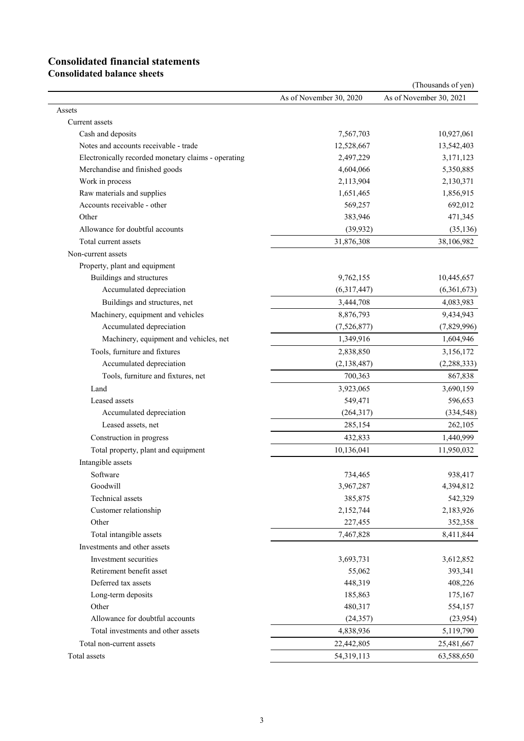# Consolidated financial statements

## Consolidated balance sheets

(Thousands of yen)

| | As of November 30, 2020 | As of November 30, 2021 |
|---|---|---|
| Assets | | |
| Current assets | | |
| Cash and deposits | 7,567,703 | 10,927,061 |
| Notes and accounts receivable - trade | 12,528,667 | 13,542,403 |
| Electronically recorded monetary claims - operating | 2,497,229 | 3,171,123 |
| Merchandise and finished goods | 4,604,066 | 5,350,885 |
| Work in process | 2,113,904 | 2,130,371 |
| Raw materials and supplies | 1,651,465 | 1,856,915 |
| Accounts receivable - other | 569,257 | 692,012 |
| Other | 383,946 | 471,345 |
| Allowance for doubtful accounts | (39,932) | (35,136) |
| Total current assets | 31,876,308 | 38,106,982 |
| Non-current assets | | |
| Property, plant and equipment | | |
| Buildings and structures | 9,762,155 | 10,445,657 |
| Accumulated depreciation | (6,317,447) | (6,361,673) |
| Buildings and structures, net | 3,444,708 | 4,083,983 |
| Machinery, equipment and vehicles | 8,876,793 | 9,434,943 |
| Accumulated depreciation | (7,526,877) | (7,829,996) |
| Machinery, equipment and vehicles, net | 1,349,916 | 1,604,946 |
| Tools, furniture and fixtures | 2,838,850 | 3,156,172 |
| Accumulated depreciation | (2,138,487) | (2,288,333) |
| Tools, furniture and fixtures, net | 700,363 | 867,838 |
| Land | 3,923,065 | 3,690,159 |
| Leased assets | 549,471 | 596,653 |
| Accumulated depreciation | (264,317) | (334,548) |
| Leased assets, net | 285,154 | 262,105 |
| Construction in progress | 432,833 | 1,440,999 |
| Total property, plant and equipment | 10,136,041 | 11,950,032 |
| Intangible assets | | |
| Software | 734,465 | 938,417 |
| Goodwill | 3,967,287 | 4,394,812 |
| Technical assets | 385,875 | 542,329 |
| Customer relationship | 2,152,744 | 2,183,926 |
| Other | 227,455 | 352,358 |
| Total intangible assets | 7,467,828 | 8,411,844 |
| Investments and other assets | | |
| Investment securities | 3,693,731 | 3,612,852 |
| Retirement benefit asset | 55,062 | 393,341 |
| Deferred tax assets | 448,319 | 408,226 |
| Long-term deposits | 185,863 | 175,167 |
| Other | 480,317 | 554,157 |
| Allowance for doubtful accounts | (24,357) | (23,954) |
| Total investments and other assets | 4,838,936 | 5,119,790 |
| Total non-current assets | 22,442,805 | 25,481,667 |
| Total assets | 54,319,113 | 63,588,650 |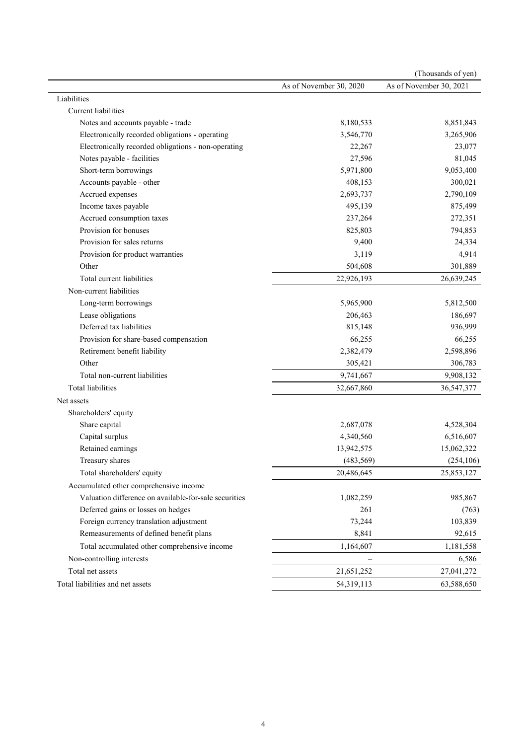(Thousands of yen)

| | As of November 30, 2020 | As of November 30, 2021 |
|---|---|---|
| Liabilities | | |
| Current liabilities | | |
| Notes and accounts payable - trade | 8,180,533 | 8,851,843 |
| Electronically recorded obligations - operating | 3,546,770 | 3,265,906 |
| Electronically recorded obligations - non-operating | 22,267 | 23,077 |
| Notes payable - facilities | 27,596 | 81,045 |
| Short-term borrowings | 5,971,800 | 9,053,400 |
| Accounts payable - other | 408,153 | 300,021 |
| Accrued expenses | 2,693,737 | 2,790,109 |
| Income taxes payable | 495,139 | 875,499 |
| Accrued consumption taxes | 237,264 | 272,351 |
| Provision for bonuses | 825,803 | 794,853 |
| Provision for sales returns | 9,400 | 24,334 |
| Provision for product warranties | 3,119 | 4,914 |
| Other | 504,608 | 301,889 |
| Total current liabilities | 22,926,193 | 26,639,245 |
| Non-current liabilities | | |
| Long-term borrowings | 5,965,900 | 5,812,500 |
| Lease obligations | 206,463 | 186,697 |
| Deferred tax liabilities | 815,148 | 936,999 |
| Provision for share-based compensation | 66,255 | 66,255 |
| Retirement benefit liability | 2,382,479 | 2,598,896 |
| Other | 305,421 | 306,783 |
| Total non-current liabilities | 9,741,667 | 9,908,132 |
| Total liabilities | 32,667,860 | 36,547,377 |
| Net assets | | |
| Shareholders' equity | | |
| Share capital | 2,687,078 | 4,528,304 |
| Capital surplus | 4,340,560 | 6,516,607 |
| Retained earnings | 13,942,575 | 15,062,322 |
| Treasury shares | (483,569) | (254,106) |
| Total shareholders' equity | 20,486,645 | 25,853,127 |
| Accumulated other comprehensive income | | |
| Valuation difference on available-for-sale securities | 1,082,259 | 985,867 |
| Deferred gains or losses on hedges | 261 | (763) |
| Foreign currency translation adjustment | 73,244 | 103,839 |
| Remeasurements of defined benefit plans | 8,841 | 92,615 |
| Total accumulated other comprehensive income | 1,164,607 | 1,181,558 |
| Non-controlling interests | – | 6,586 |
| Total net assets | 21,651,252 | 27,041,272 |
| Total liabilities and net assets | 54,319,113 | 63,588,650 |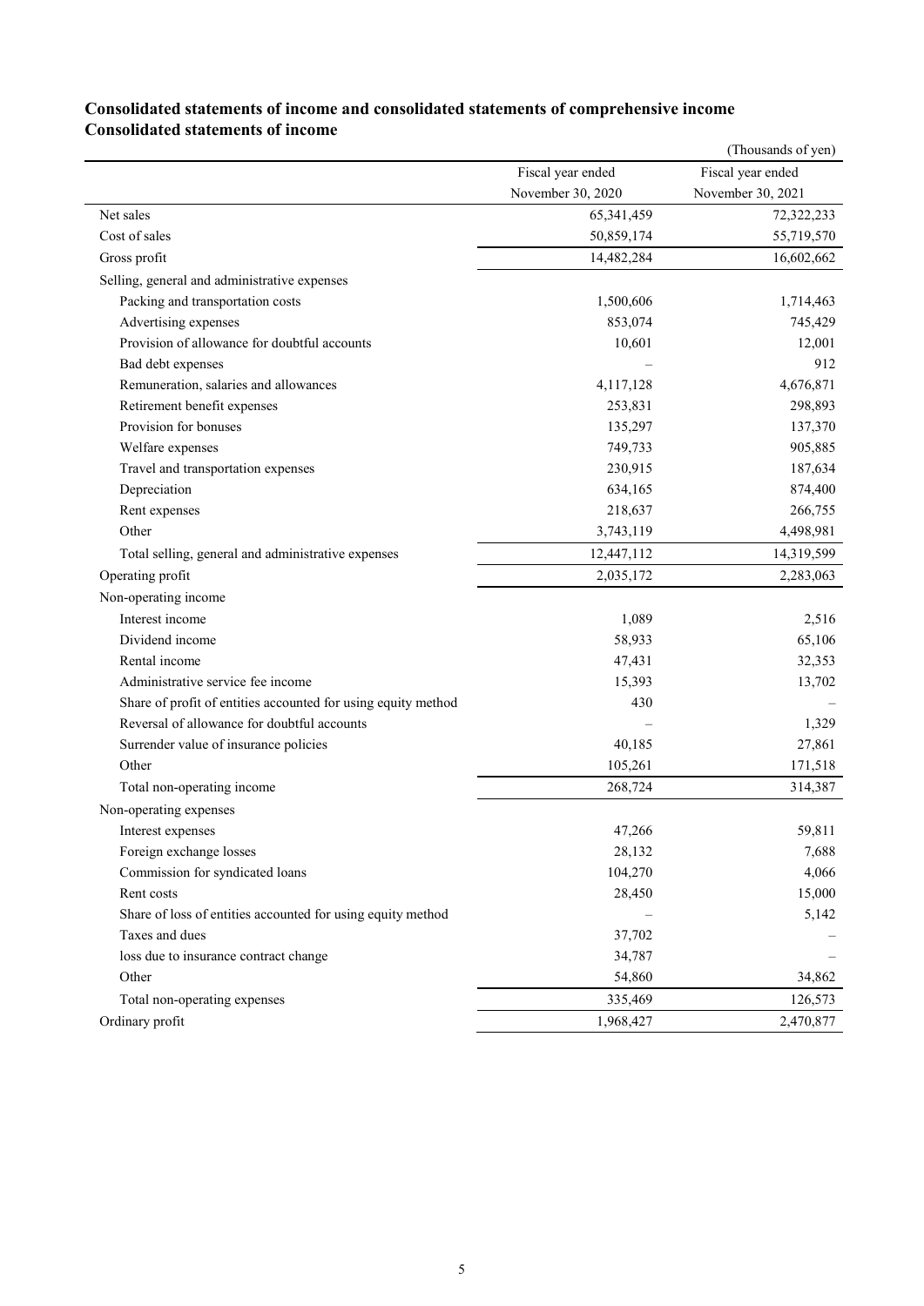## Consolidated statements of income and consolidated statements of comprehensive income

### Consolidated statements of income

(Thousands of yen)

| | Fiscal year ended November 30, 2020 | Fiscal year ended November 30, 2021 |
|---|---|---|
| Net sales | 65,341,459 | 72,322,233 |
| Cost of sales | 50,859,174 | 55,719,570 |
| Gross profit | 14,482,284 | 16,602,662 |
| Selling, general and administrative expenses | | |
| Packing and transportation costs | 1,500,606 | 1,714,463 |
| Advertising expenses | 853,074 | 745,429 |
| Provision of allowance for doubtful accounts | 10,601 | 12,001 |
| Bad debt expenses | – | 912 |
| Remuneration, salaries and allowances | 4,117,128 | 4,676,871 |
| Retirement benefit expenses | 253,831 | 298,893 |
| Provision for bonuses | 135,297 | 137,370 |
| Welfare expenses | 749,733 | 905,885 |
| Travel and transportation expenses | 230,915 | 187,634 |
| Depreciation | 634,165 | 874,400 |
| Rent expenses | 218,637 | 266,755 |
| Other | 3,743,119 | 4,498,981 |
| Total selling, general and administrative expenses | 12,447,112 | 14,319,599 |
| Operating profit | 2,035,172 | 2,283,063 |
| Non-operating income | | |
| Interest income | 1,089 | 2,516 |
| Dividend income | 58,933 | 65,106 |
| Rental income | 47,431 | 32,353 |
| Administrative service fee income | 15,393 | 13,702 |
| Share of profit of entities accounted for using equity method | 430 | – |
| Reversal of allowance for doubtful accounts | – | 1,329 |
| Surrender value of insurance policies | 40,185 | 27,861 |
| Other | 105,261 | 171,518 |
| Total non-operating income | 268,724 | 314,387 |
| Non-operating expenses | | |
| Interest expenses | 47,266 | 59,811 |
| Foreign exchange losses | 28,132 | 7,688 |
| Commission for syndicated loans | 104,270 | 4,066 |
| Rent costs | 28,450 | 15,000 |
| Share of loss of entities accounted for using equity method | – | 5,142 |
| Taxes and dues | 37,702 | – |
| loss due to insurance contract change | 34,787 | – |
| Other | 54,860 | 34,862 |
| Total non-operating expenses | 335,469 | 126,573 |
| Ordinary profit | 1,968,427 | 2,470,877 |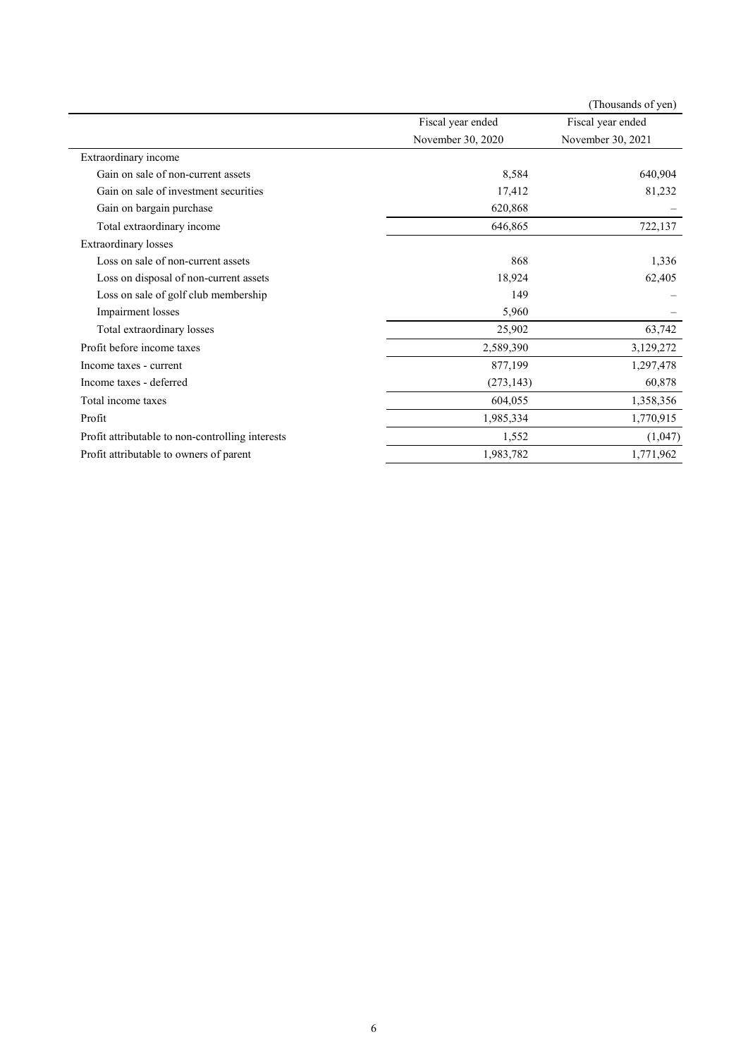(Thousands of yen)

| | Fiscal year ended November 30, 2020 | Fiscal year ended November 30, 2021 |
|---|---|---|
| Extraordinary income | | |
| Gain on sale of non-current assets | 8,584 | 640,904 |
| Gain on sale of investment securities | 17,412 | 81,232 |
| Gain on bargain purchase | 620,868 | – |
| Total extraordinary income | 646,865 | 722,137 |
| Extraordinary losses | | |
| Loss on sale of non-current assets | 868 | 1,336 |
| Loss on disposal of non-current assets | 18,924 | 62,405 |
| Loss on sale of golf club membership | 149 | – |
| Impairment losses | 5,960 | – |
| Total extraordinary losses | 25,902 | 63,742 |
| Profit before income taxes | 2,589,390 | 3,129,272 |
| Income taxes - current | 877,199 | 1,297,478 |
| Income taxes - deferred | (273,143) | 60,878 |
| Total income taxes | 604,055 | 1,358,356 |
| Profit | 1,985,334 | 1,770,915 |
| Profit attributable to non-controlling interests | 1,552 | (1,047) |
| Profit attributable to owners of parent | 1,983,782 | 1,771,962 |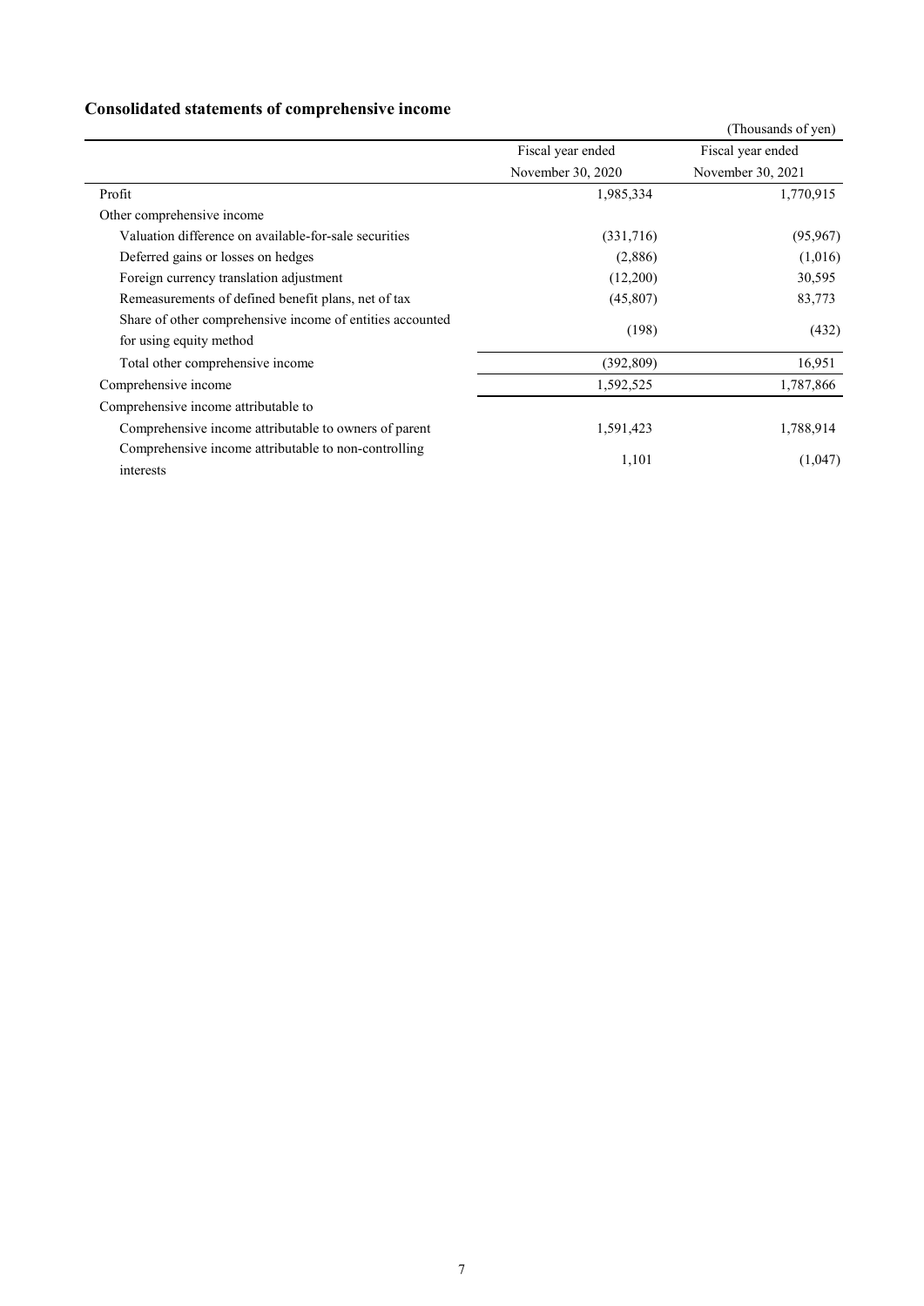## Consolidated statements of comprehensive income

(Thousands of yen)

| | Fiscal year ended November 30, 2020 | Fiscal year ended November 30, 2021 |
|---|---|---|
| Profit | 1,985,334 | 1,770,915 |
| Other comprehensive income | | |
| Valuation difference on available-for-sale securities | (331,716) | (95,967) |
| Deferred gains or losses on hedges | (2,886) | (1,016) |
| Foreign currency translation adjustment | (12,200) | 30,595 |
| Remeasurements of defined benefit plans, net of tax | (45,807) | 83,773 |
| Share of other comprehensive income of entities accounted for using equity method | (198) | (432) |
| Total other comprehensive income | (392,809) | 16,951 |
| Comprehensive income | 1,592,525 | 1,787,866 |
| Comprehensive income attributable to | | |
| Comprehensive income attributable to owners of parent | 1,591,423 | 1,788,914 |
| Comprehensive income attributable to non-controlling interests | 1,101 | (1,047) |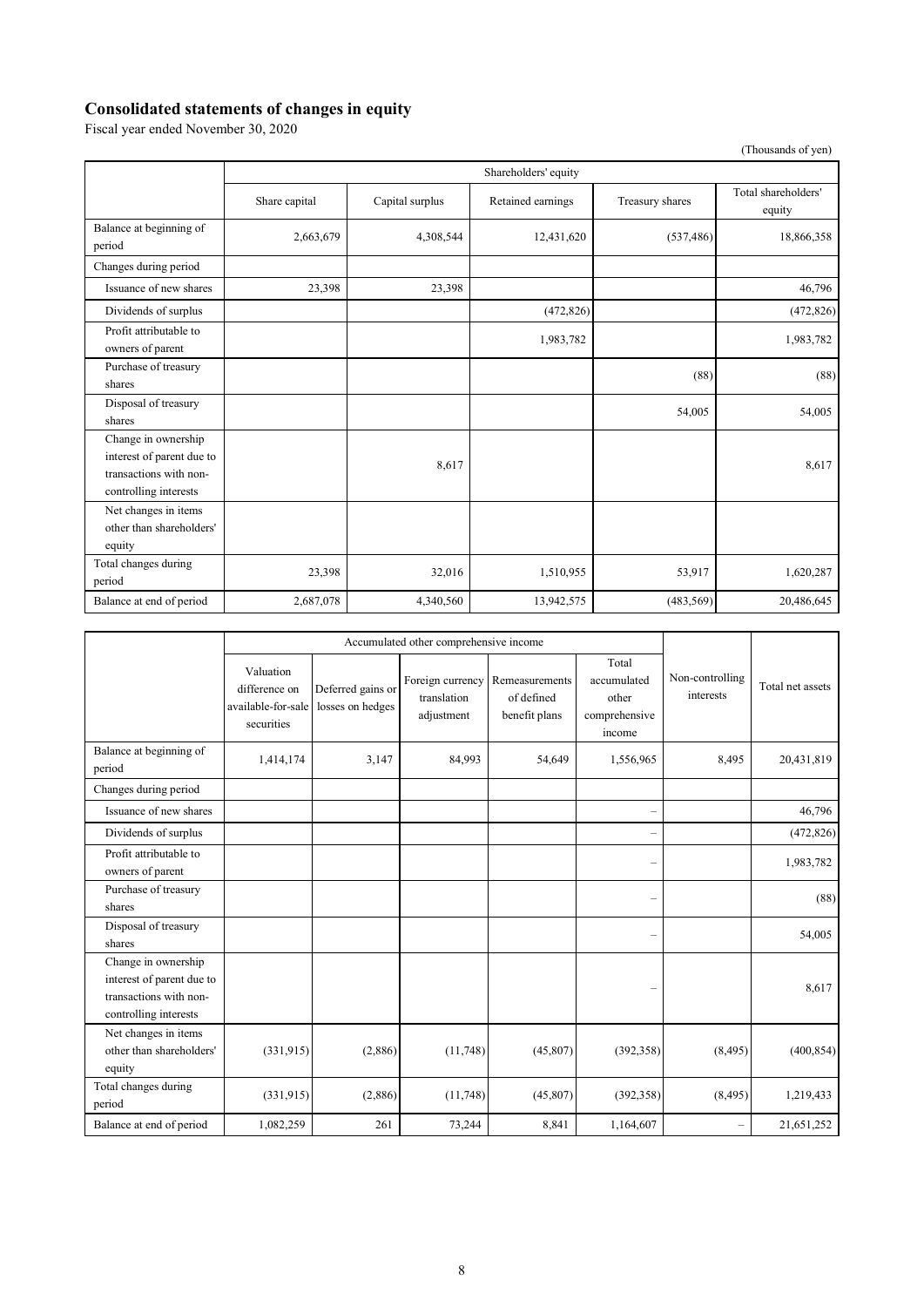## Consolidated statements of changes in equity

Fiscal year ended November 30, 2020

(Thousands of yen)

| | Shareholders' equity | | | | |
|---|---|---|---|---|---|
| | Share capital | Capital surplus | Retained earnings | Treasury shares | Total shareholders' equity |
| Balance at beginning of period | 2,663,679 | 4,308,544 | 12,431,620 | (537,486) | 18,866,358 |
| Changes during period | | | | | |
| Issuance of new shares | 23,398 | 23,398 | | | 46,796 |
| Dividends of surplus | | | (472,826) | | (472,826) |
| Profit attributable to owners of parent | | | 1,983,782 | | 1,983,782 |
| Purchase of treasury shares | | | | (88) | (88) |
| Disposal of treasury shares | | | | 54,005 | 54,005 |
| Change in ownership interest of parent due to transactions with non-controlling interests | | 8,617 | | | 8,617 |
| Net changes in items other than shareholders' equity | | | | | |
| Total changes during period | 23,398 | 32,016 | 1,510,955 | 53,917 | 1,620,287 |
| Balance at end of period | 2,687,078 | 4,340,560 | 13,942,575 | (483,569) | 20,486,645 |

| | Accumulated other comprehensive income | | | | | Non-controlling interests | Total net assets |
|---|---|---|---|---|---|---|---|
| | Valuation difference on available-for-sale securities | Deferred gains or losses on hedges | Foreign currency translation adjustment | Remeasurements of defined benefit plans | Total accumulated other comprehensive income | | |
| Balance at beginning of period | 1,414,174 | 3,147 | 84,993 | 54,649 | 1,556,965 | 8,495 | 20,431,819 |
| Changes during period | | | | | | | |
| Issuance of new shares | | | | | – | | 46,796 |
| Dividends of surplus | | | | | – | | (472,826) |
| Profit attributable to owners of parent | | | | | – | | 1,983,782 |
| Purchase of treasury shares | | | | | – | | (88) |
| Disposal of treasury shares | | | | | – | | 54,005 |
| Change in ownership interest of parent due to transactions with non-controlling interests | | | | | – | | 8,617 |
| Net changes in items other than shareholders' equity | (331,915) | (2,886) | (11,748) | (45,807) | (392,358) | (8,495) | (400,854) |
| Total changes during period | (331,915) | (2,886) | (11,748) | (45,807) | (392,358) | (8,495) | 1,219,433 |
| Balance at end of period | 1,082,259 | 261 | 73,244 | 8,841 | 1,164,607 | – | 21,651,252 |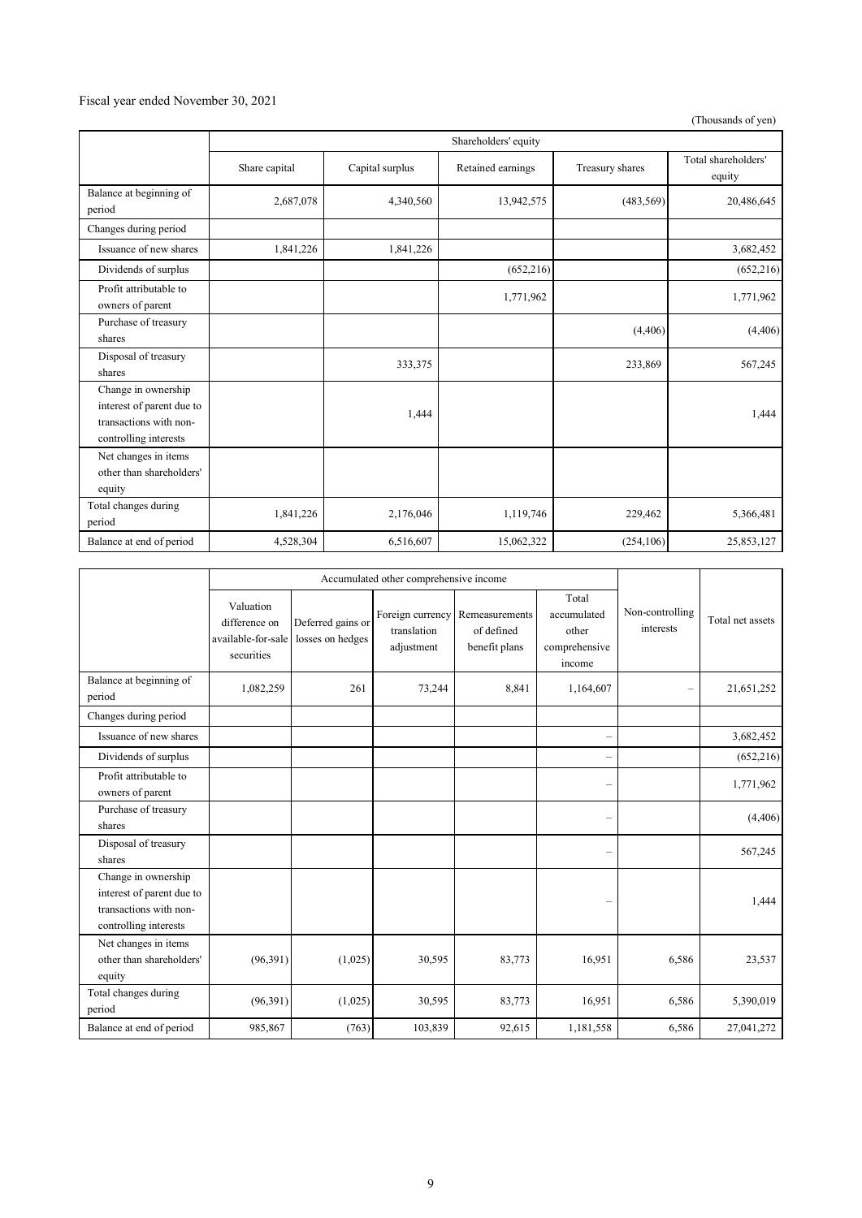Fiscal year ended November 30, 2021

(Thousands of yen)

| | Shareholders' equity | | | | |
|---|---|---|---|---|---|
| | Share capital | Capital surplus | Retained earnings | Treasury shares | Total shareholders' equity |
| Balance at beginning of period | 2,687,078 | 4,340,560 | 13,942,575 | (483,569) | 20,486,645 |
| Changes during period | | | | | |
| Issuance of new shares | 1,841,226 | 1,841,226 | | | 3,682,452 |
| Dividends of surplus | | | (652,216) | | (652,216) |
| Profit attributable to owners of parent | | | 1,771,962 | | 1,771,962 |
| Purchase of treasury shares | | | | (4,406) | (4,406) |
| Disposal of treasury shares | | 333,375 | | 233,869 | 567,245 |
| Change in ownership interest of parent due to transactions with non-controlling interests | | 1,444 | | | 1,444 |
| Net changes in items other than shareholders' equity | | | | | |
| Total changes during period | 1,841,226 | 2,176,046 | 1,119,746 | 229,462 | 5,366,481 |
| Balance at end of period | 4,528,304 | 6,516,607 | 15,062,322 | (254,106) | 25,853,127 |

| | Accumulated other comprehensive income | | | | | Non-controlling interests | Total net assets |
|---|---|---|---|---|---|---|---|
| | Valuation difference on available-for-sale securities | Deferred gains or losses on hedges | Foreign currency translation adjustment | Remeasurements of defined benefit plans | Total accumulated other comprehensive income | | |
| Balance at beginning of period | 1,082,259 | 261 | 73,244 | 8,841 | 1,164,607 | – | 21,651,252 |
| Changes during period | | | | | | | |
| Issuance of new shares | | | | | – | | 3,682,452 |
| Dividends of surplus | | | | | – | | (652,216) |
| Profit attributable to owners of parent | | | | | – | | 1,771,962 |
| Purchase of treasury shares | | | | | – | | (4,406) |
| Disposal of treasury shares | | | | | – | | 567,245 |
| Change in ownership interest of parent due to transactions with non-controlling interests | | | | | – | | 1,444 |
| Net changes in items other than shareholders' equity | (96,391) | (1,025) | 30,595 | 83,773 | 16,951 | 6,586 | 23,537 |
| Total changes during period | (96,391) | (1,025) | 30,595 | 83,773 | 16,951 | 6,586 | 5,390,019 |
| Balance at end of period | 985,867 | (763) | 103,839 | 92,615 | 1,181,558 | 6,586 | 27,041,272 |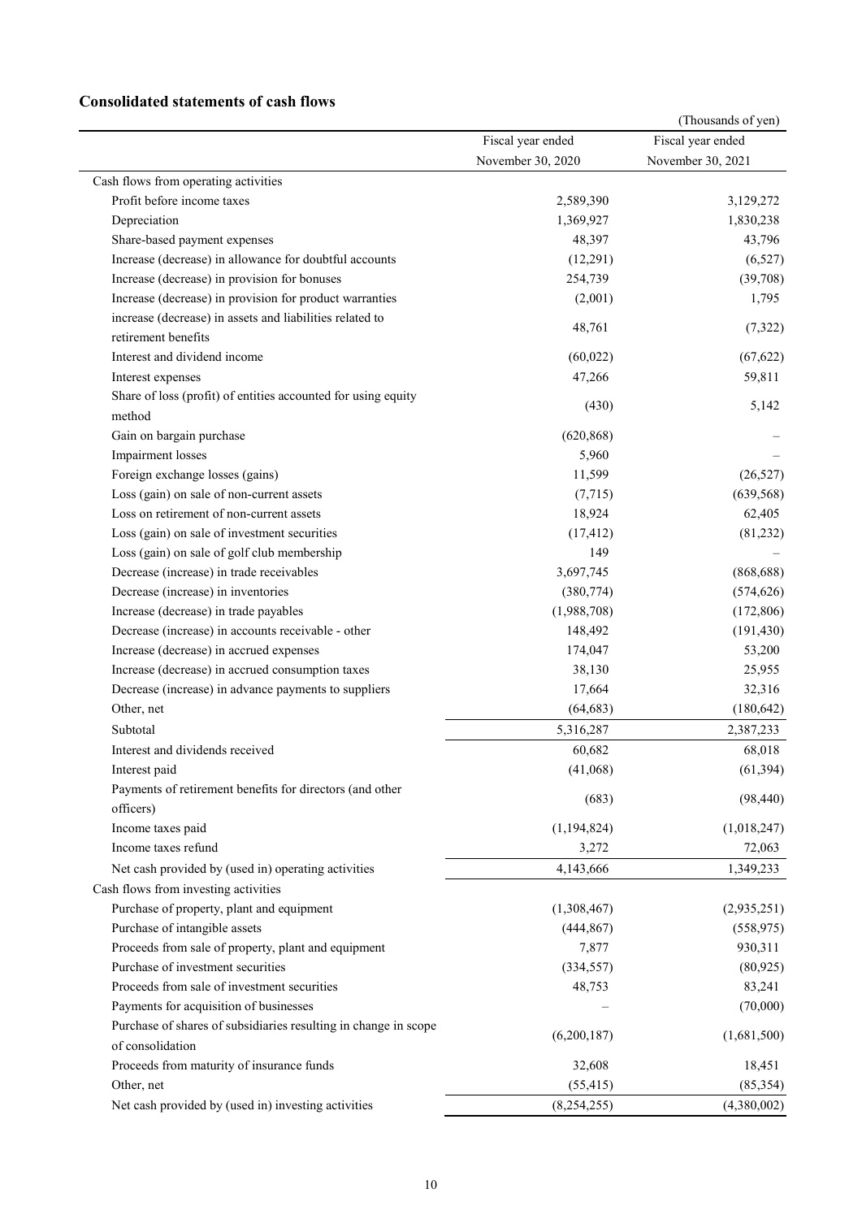## Consolidated statements of cash flows

(Thousands of yen)

| | Fiscal year ended November 30, 2020 | Fiscal year ended November 30, 2021 |
|---|---|---|
| Cash flows from operating activities | | |
| Profit before income taxes | 2,589,390 | 3,129,272 |
| Depreciation | 1,369,927 | 1,830,238 |
| Share-based payment expenses | 48,397 | 43,796 |
| Increase (decrease) in allowance for doubtful accounts | (12,291) | (6,527) |
| Increase (decrease) in provision for bonuses | 254,739 | (39,708) |
| Increase (decrease) in provision for product warranties | (2,001) | 1,795 |
| increase (decrease) in assets and liabilities related to retirement benefits | 48,761 | (7,322) |
| Interest and dividend income | (60,022) | (67,622) |
| Interest expenses | 47,266 | 59,811 |
| Share of loss (profit) of entities accounted for using equity method | (430) | 5,142 |
| Gain on bargain purchase | (620,868) | – |
| Impairment losses | 5,960 | – |
| Foreign exchange losses (gains) | 11,599 | (26,527) |
| Loss (gain) on sale of non-current assets | (7,715) | (639,568) |
| Loss on retirement of non-current assets | 18,924 | 62,405 |
| Loss (gain) on sale of investment securities | (17,412) | (81,232) |
| Loss (gain) on sale of golf club membership | 149 | – |
| Decrease (increase) in trade receivables | 3,697,745 | (868,688) |
| Decrease (increase) in inventories | (380,774) | (574,626) |
| Increase (decrease) in trade payables | (1,988,708) | (172,806) |
| Decrease (increase) in accounts receivable - other | 148,492 | (191,430) |
| Increase (decrease) in accrued expenses | 174,047 | 53,200 |
| Increase (decrease) in accrued consumption taxes | 38,130 | 25,955 |
| Decrease (increase) in advance payments to suppliers | 17,664 | 32,316 |
| Other, net | (64,683) | (180,642) |
| Subtotal | 5,316,287 | 2,387,233 |
| Interest and dividends received | 60,682 | 68,018 |
| Interest paid | (41,068) | (61,394) |
| Payments of retirement benefits for directors (and other officers) | (683) | (98,440) |
| Income taxes paid | (1,194,824) | (1,018,247) |
| Income taxes refund | 3,272 | 72,063 |
| Net cash provided by (used in) operating activities | 4,143,666 | 1,349,233 |
| Cash flows from investing activities | | |
| Purchase of property, plant and equipment | (1,308,467) | (2,935,251) |
| Purchase of intangible assets | (444,867) | (558,975) |
| Proceeds from sale of property, plant and equipment | 7,877 | 930,311 |
| Purchase of investment securities | (334,557) | (80,925) |
| Proceeds from sale of investment securities | 48,753 | 83,241 |
| Payments for acquisition of businesses | – | (70,000) |
| Purchase of shares of subsidiaries resulting in change in scope of consolidation | (6,200,187) | (1,681,500) |
| Proceeds from maturity of insurance funds | 32,608 | 18,451 |
| Other, net | (55,415) | (85,354) |
| Net cash provided by (used in) investing activities | (8,254,255) | (4,380,002) |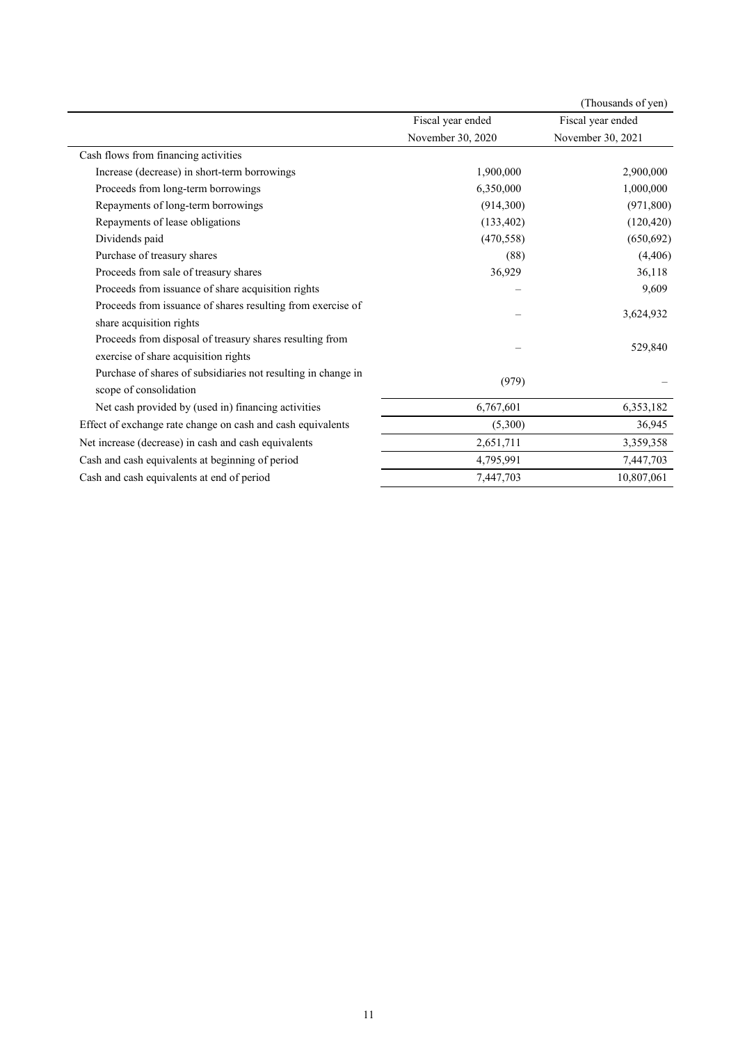(Thousands of yen)

| | Fiscal year ended November 30, 2020 | Fiscal year ended November 30, 2021 |
|---|---|---|
| Cash flows from financing activities | | |
| Increase (decrease) in short-term borrowings | 1,900,000 | 2,900,000 |
| Proceeds from long-term borrowings | 6,350,000 | 1,000,000 |
| Repayments of long-term borrowings | (914,300) | (971,800) |
| Repayments of lease obligations | (133,402) | (120,420) |
| Dividends paid | (470,558) | (650,692) |
| Purchase of treasury shares | (88) | (4,406) |
| Proceeds from sale of treasury shares | 36,929 | 36,118 |
| Proceeds from issuance of share acquisition rights | – | 9,609 |
| Proceeds from issuance of shares resulting from exercise of share acquisition rights | – | 3,624,932 |
| Proceeds from disposal of treasury shares resulting from exercise of share acquisition rights | – | 529,840 |
| Purchase of shares of subsidiaries not resulting in change in scope of consolidation | (979) | – |
| Net cash provided by (used in) financing activities | 6,767,601 | 6,353,182 |
| Effect of exchange rate change on cash and cash equivalents | (5,300) | 36,945 |
| Net increase (decrease) in cash and cash equivalents | 2,651,711 | 3,359,358 |
| Cash and cash equivalents at beginning of period | 4,795,991 | 7,447,703 |
| Cash and cash equivalents at end of period | 7,447,703 | 10,807,061 |